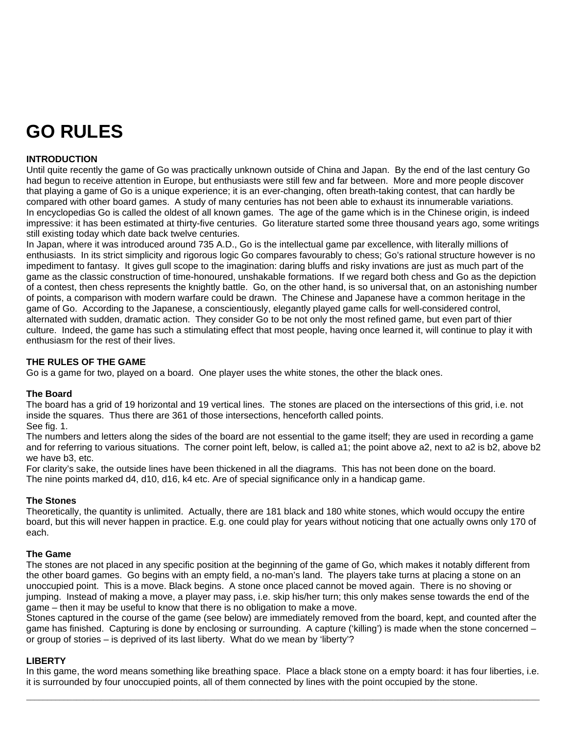# GO RULES

**INTRODUCTION**

Until quite recently the game of Go was practically unknown outside of China and Japan. By the end of the last century Go had begun to receive attention in Europe, but enthusiasts were still few and far between. More and more people discover that playing a game of Go is a unique experience; it is an ever-changing, often breath-taking contest, that can hardly be compared with other board games. A study of many centuries has not been able to exhaust its innumerable variations.

In encyclopedias Go is called the oldest of all known games. The age of the game which is in the Chinese origin, is indeed impressive: it has been estimated at thirty-five centuries. Go literature started some three thousand years ago, some writings still existing today which date back twelve centuries.

In Japan, where it was introduced around 735 A.D., Go is the intellectual game par excellence, with literally millions of enthusiasts. In its strict simplicity and rigorous logic Go compares favourably to chess; Go's rational structure however is no impediment to fantasy. It gives gull scope to the imagination: daring bluffs and risky invations are just as much part of the game as the classic construction of time-honoured, unshakable formations. If we regard both chess and Go as the depiction of a contest, then chess represents the knightly battle. Go, on the other hand, is so universal that, on an astonishing number of points, a comparison with modern warfare could be drawn. The Chinese and Japanese have a common heritage in the game of Go. According to the Japanese, a conscientiously, elegantly played game calls for well-considered control, alternated with sudden, dramatic action. They consider Go to be not only the most refined game, but even part of thier culture. Indeed, the game has such a stimulating effect that most people, having once learned it, will continue to play it with enthusiasm for the rest of their lives.

**THE RULES OF THE GAME**

Go is a game for two, played on a board. One player uses the white stones, the other the black ones.

**The Board**

The board has a grid of 19 horizontal and 19 vertical lines. The stones are placed on the intersections of this grid, i.e. not inside the squares. Thus there are 361 of those intersections, henceforth called points.

See fig. 1.

The numbers and letters along the sides of the board are not essential to the game itself; they are used in recording a game and for referring to various situations. The corner point left, below, is called a1; the point above a2, next to a2 is b2, above b2 we have b3, etc.

For clarity's sake, the outside lines have been thickened in all the diagrams. This has not been done on the board.

The nine points marked d4, d10, d16, k4 etc. Are of special significance only in a handicap game.

**The Stones**

Theoretically, the quantity is unlimited. Actually, there are 181 black and 180 white stones, which would occupy the entire board, but this will never happen in practice. E.g. one could play for years without noticing that one actually owns only 170 of each.

**The Game**

The stones are not placed in any specific position at the beginning of the game of Go, which makes it notably different from the other board games. Go begins with an empty field, a no-man's land. The players take turns at placing a stone on an unoccupied point. This is a move. Black begins. A stone once placed cannot be moved again. There is no shoving or jumping. Instead of making a move, a player may pass, i.e. skip his/her turn; this only makes sense towards the end of the game – then it may be useful to know that there is no obligation to make a move.

Stones captured in the course of the game (see below) are immediately removed from the board, kept, and counted after the game has finished. Capturing is done by enclosing or surrounding. A capture ('killing') is made when the stone concerned – or group of stories – is deprived of its last liberty. What do we mean by 'liberty'?

**LIBERTY**

In this game, the word means something like breathing space. Place a black stone on a empty board: it has four liberties, i.e. it is surrounded by four unoccupied points, all of them connected by lines with the point occupied by the stone.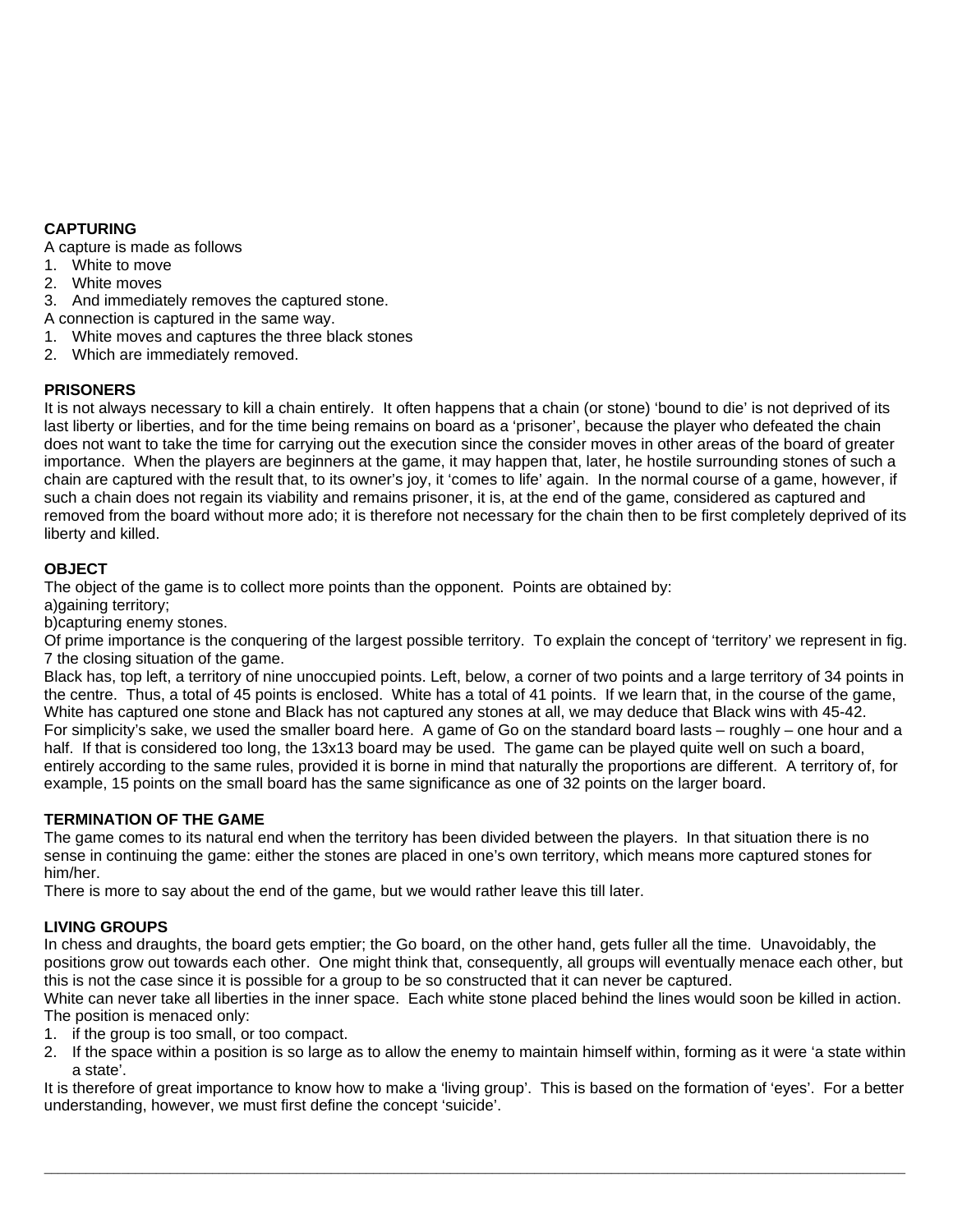**CAPTURING**

A capture is made as follows

1. White to move
2. White moves
3. And immediately removes the captured stone.

A connection is captured in the same way.

1. White moves and captures the three black stones
2. Which are immediately removed.

**PRISONERS**

It is not always necessary to kill a chain entirely. It often happens that a chain (or stone) 'bound to die' is not deprived of its last liberty or liberties, and for the time being remains on board as a 'prisoner', because the player who defeated the chain does not want to take the time for carrying out the execution since the consider moves in other areas of the board of greater importance. When the players are beginners at the game, it may happen that, later, he hostile surrounding stones of such a chain are captured with the result that, to its owner's joy, it 'comes to life' again. In the normal course of a game, however, if such a chain does not regain its viability and remains prisoner, it is, at the end of the game, considered as captured and removed from the board without more ado; it is therefore not necessary for the chain then to be first completely deprived of its liberty and killed.

**OBJECT**

The object of the game is to collect more points than the opponent. Points are obtained by:

a)gaining territory;

b)capturing enemy stones.

Of prime importance is the conquering of the largest possible territory. To explain the concept of 'territory' we represent in fig. 7 the closing situation of the game.

Black has, top left, a territory of nine unoccupied points. Left, below, a corner of two points and a large territory of 34 points in the centre. Thus, a total of 45 points is enclosed. White has a total of 41 points. If we learn that, in the course of the game, White has captured one stone and Black has not captured any stones at all, we may deduce that Black wins with 45-42.

For simplicity's sake, we used the smaller board here. A game of Go on the standard board lasts – roughly – one hour and a half. If that is considered too long, the 13x13 board may be used. The game can be played quite well on such a board, entirely according to the same rules, provided it is borne in mind that naturally the proportions are different. A territory of, for example, 15 points on the small board has the same significance as one of 32 points on the larger board.

**TERMINATION OF THE GAME**

The game comes to its natural end when the territory has been divided between the players. In that situation there is no sense in continuing the game: either the stones are placed in one's own territory, which means more captured stones for him/her.

There is more to say about the end of the game, but we would rather leave this till later.

**LIVING GROUPS**

In chess and draughts, the board gets emptier; the Go board, on the other hand, gets fuller all the time. Unavoidably, the positions grow out towards each other. One might think that, consequently, all groups will eventually menace each other, but this is not the case since it is possible for a group to be so constructed that it can never be captured.

White can never take all liberties in the inner space. Each white stone placed behind the lines would soon be killed in action.

The position is menaced only:

1. if the group is too small, or too compact.
2. If the space within a position is so large as to allow the enemy to maintain himself within, forming as it were 'a state within a state'.

It is therefore of great importance to know how to make a 'living group'. This is based on the formation of 'eyes'. For a better understanding, however, we must first define the concept 'suicide'.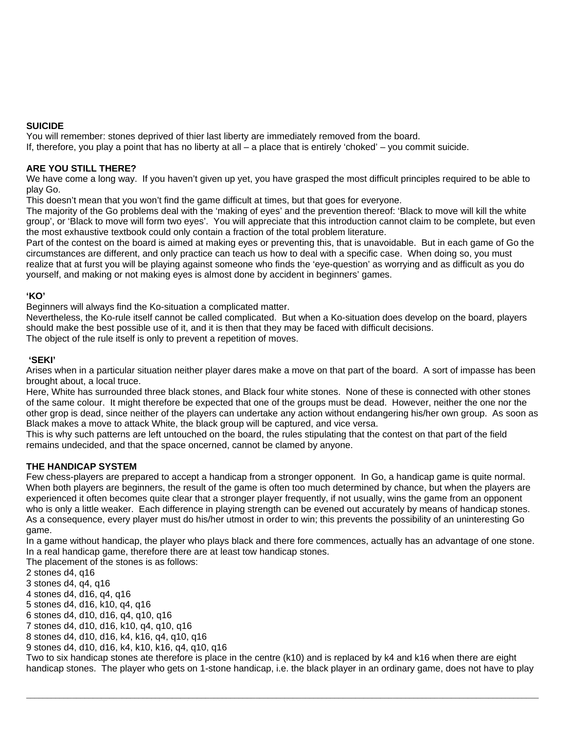**SUICIDE**
You will remember: stones deprived of thier last liberty are immediately removed from the board.
If, therefore, you play a point that has no liberty at all – a place that is entirely 'choked' – you commit suicide.

**ARE YOU STILL THERE?**
We have come a long way. If you haven't given up yet, you have grasped the most difficult principles required to be able to play Go.
This doesn't mean that you won't find the game difficult at times, but that goes for everyone.
The majority of the Go problems deal with the 'making of eyes' and the prevention thereof: 'Black to move will kill the white group', or 'Black to move will form two eyes'. You will appreciate that this introduction cannot claim to be complete, but even the most exhaustive textbook could only contain a fraction of the total problem literature.
Part of the contest on the board is aimed at making eyes or preventing this, that is unavoidable. But in each game of Go the circumstances are different, and only practice can teach us how to deal with a specific case. When doing so, you must realize that at furst you will be playing against someone who finds the 'eye-question' as worrying and as difficult as you do yourself, and making or not making eyes is almost done by accident in beginners' games.

**'KO'**
Beginners will always find the Ko-situation a complicated matter.
Nevertheless, the Ko-rule itself cannot be called complicated. But when a Ko-situation does develop on the board, players should make the best possible use of it, and it is then that they may be faced with difficult decisions.
The object of the rule itself is only to prevent a repetition of moves.

**'SEKI'**
Arises when in a particular situation neither player dares make a move on that part of the board. A sort of impasse has been brought about, a local truce.
Here, White has surrounded three black stones, and Black four white stones. None of these is connected with other stones of the same colour. It might therefore be expected that one of the groups must be dead. However, neither the one nor the other grop is dead, since neither of the players can undertake any action without endangering his/her own group. As soon as Black makes a move to attack White, the black group will be captured, and vice versa.
This is why such patterns are left untouched on the board, the rules stipulating that the contest on that part of the field remains undecided, and that the space oncerned, cannot be clamed by anyone.

**THE HANDICAP SYSTEM**
Few chess-players are prepared to accept a handicap from a stronger opponent. In Go, a handicap game is quite normal. When both players are beginners, the result of the game is often too much determined by chance, but when the players are experienced it often becomes quite clear that a stronger player frequently, if not usually, wins the game from an opponent who is only a little weaker. Each difference in playing strength can be evened out accurately by means of handicap stones. As a consequence, every player must do his/her utmost in order to win; this prevents the possibility of an uninteresting Go game.
In a game without handicap, the player who plays black and there fore commences, actually has an advantage of one stone. In a real handicap game, therefore there are at least tow handicap stones.
The placement of the stones is as follows:
2 stones d4, q16
3 stones d4, q4, q16
4 stones d4, d16, q4, q16
5 stones d4, d16, k10, q4, q16
6 stones d4, d10, d16, q4, q10, q16
7 stones d4, d10, d16, k10, q4, q10, q16
8 stones d4, d10, d16, k4, k16, q4, q10, q16
9 stones d4, d10, d16, k4, k10, k16, q4, q10, q16
Two to six handicap stones ate therefore is place in the centre (k10) and is replaced by k4 and k16 when there are eight handicap stones. The player who gets on 1-stone handicap, i.e. the black player in an ordinary game, does not have to play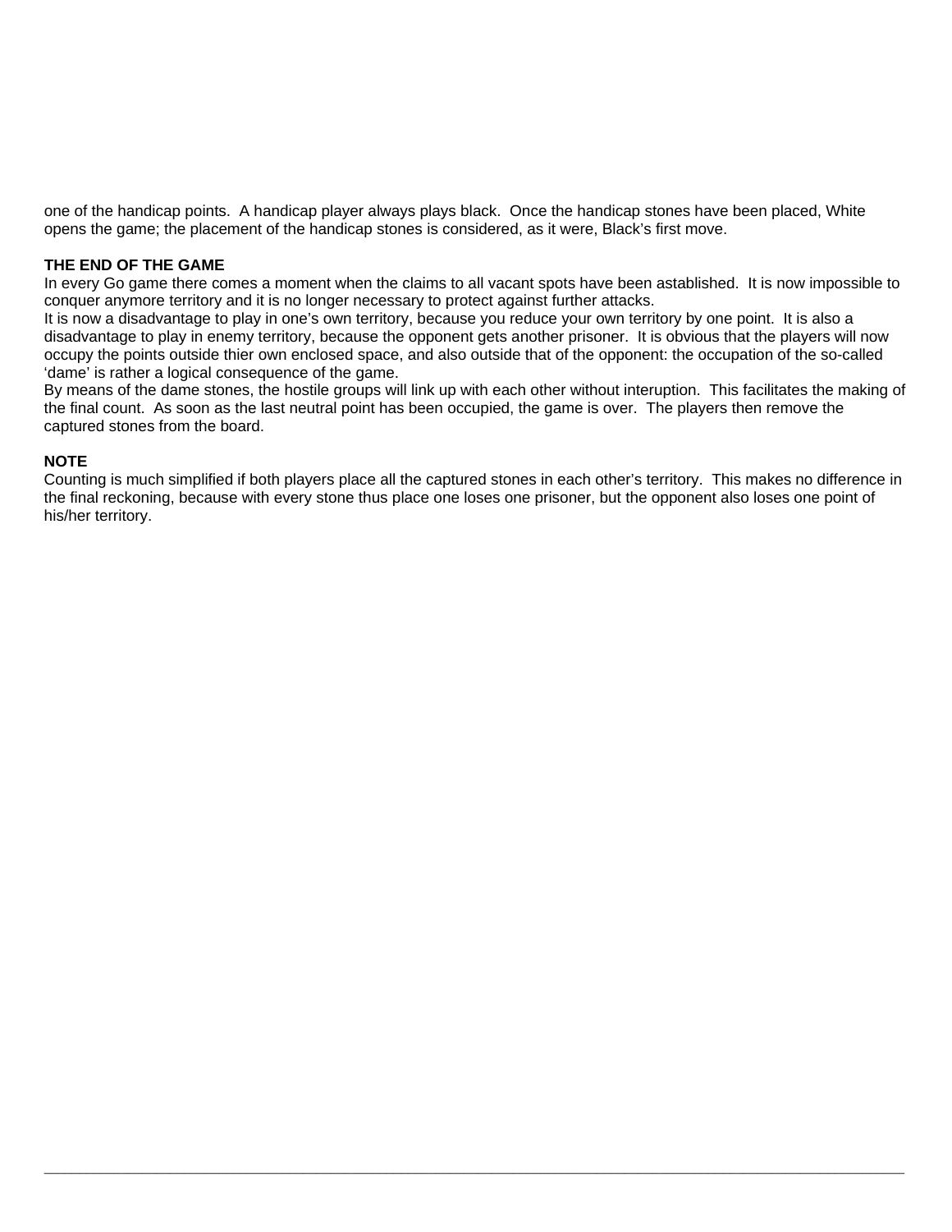one of the handicap points. A handicap player always plays black. Once the handicap stones have been placed, White opens the game; the placement of the handicap stones is considered, as it were, Black's first move.

**THE END OF THE GAME**

In every Go game there comes a moment when the claims to all vacant spots have been astablished. It is now impossible to conquer anymore territory and it is no longer necessary to protect against further attacks.

It is now a disadvantage to play in one's own territory, because you reduce your own territory by one point. It is also a disadvantage to play in enemy territory, because the opponent gets another prisoner. It is obvious that the players will now occupy the points outside thier own enclosed space, and also outside that of the opponent: the occupation of the so-called 'dame' is rather a logical consequence of the game.

By means of the dame stones, the hostile groups will link up with each other without interuption. This facilitates the making of the final count. As soon as the last neutral point has been occupied, the game is over. The players then remove the captured stones from the board.

**NOTE**

Counting is much simplified if both players place all the captured stones in each other's territory. This makes no difference in the final reckoning, because with every stone thus place one loses one prisoner, but the opponent also loses one point of his/her territory.